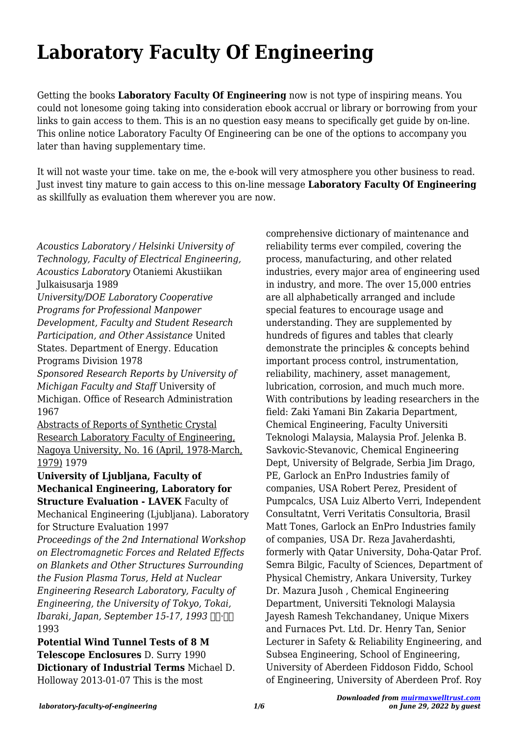# Laboratory Faculty Of Engineering

Getting the books **Laboratory Faculty Of Engineering** now is not type of inspiring means. You could not lonesome going taking into consideration ebook accrual or library or borrowing from your links to gain access to them. This is an no question easy means to specifically get guide by on-line. This online notice Laboratory Faculty Of Engineering can be one of the options to accompany you later than having supplementary time.

It will not waste your time. take on me, the e-book will very atmosphere you other business to read. Just invest tiny mature to gain access to this on-line message **Laboratory Faculty Of Engineering** as skillfully as evaluation them wherever you are now.

*Acoustics Laboratory / Helsinki University of Technology, Faculty of Electrical Engineering, Acoustics Laboratory* Otaniemi Akustiikan Julkaisusarja 1989

*University/DOE Laboratory Cooperative Programs for Professional Manpower Development, Faculty and Student Research Participation, and Other Assistance* United States. Department of Energy. Education Programs Division 1978

*Sponsored Research Reports by University of Michigan Faculty and Staff* University of Michigan. Office of Research Administration 1967

Abstracts of Reports of Synthetic Crystal Research Laboratory Faculty of Engineering, Nagoya University, No. 16 (April, 1978-March, 1979) 1979

**University of Ljubljana, Faculty of Mechanical Engineering, Laboratory for Structure Evaluation - LAVEK** Faculty of Mechanical Engineering (Ljubljana). Laboratory for Structure Evaluation 1997

*Proceedings of the 2nd International Workshop on Electromagnetic Forces and Related Effects on Blankets and Other Structures Surrounding the Fusion Plasma Torus, Held at Nuclear Engineering Research Laboratory, Faculty of Engineering, the University of Tokyo, Tokai, Ibaraki, Japan, September 15-17, 1993* □□·□□ 1993

**Potential Wind Tunnel Tests of 8 M Telescope Enclosures** D. Surry 1990

**Dictionary of Industrial Terms** Michael D. Holloway 2013-01-07 This is the most comprehensive dictionary of maintenance and reliability terms ever compiled, covering the process, manufacturing, and other related industries, every major area of engineering used in industry, and more. The over 15,000 entries are all alphabetically arranged and include special features to encourage usage and understanding. They are supplemented by hundreds of figures and tables that clearly demonstrate the principles & concepts behind important process control, instrumentation, reliability, machinery, asset management, lubrication, corrosion, and much much more. With contributions by leading researchers in the field: Zaki Yamani Bin Zakaria Department, Chemical Engineering, Faculty Universiti Teknologi Malaysia, Malaysia Prof. Jelenka B. Savkovic-Stevanovic, Chemical Engineering Dept, University of Belgrade, Serbia Jim Drago, PE, Garlock an EnPro Industries family of companies, USA Robert Perez, President of Pumpcalcs, USA Luiz Alberto Verri, Independent Consultatnt, Verri Veritatis Consultoria, Brasil Matt Tones, Garlock an EnPro Industries family of companies, USA Dr. Reza Javaherdashti, formerly with Qatar University, Doha-Qatar Prof. Semra Bilgic, Faculty of Sciences, Department of Physical Chemistry, Ankara University, Turkey Dr. Mazura Jusoh , Chemical Engineering Department, Universiti Teknologi Malaysia Jayesh Ramesh Tekchandaney, Unique Mixers and Furnaces Pvt. Ltd. Dr. Henry Tan, Senior Lecturer in Safety & Reliability Engineering, and Subsea Engineering, School of Engineering, University of Aberdeen Fiddoson Fiddo, School of Engineering, University of Aberdeen Prof. Roy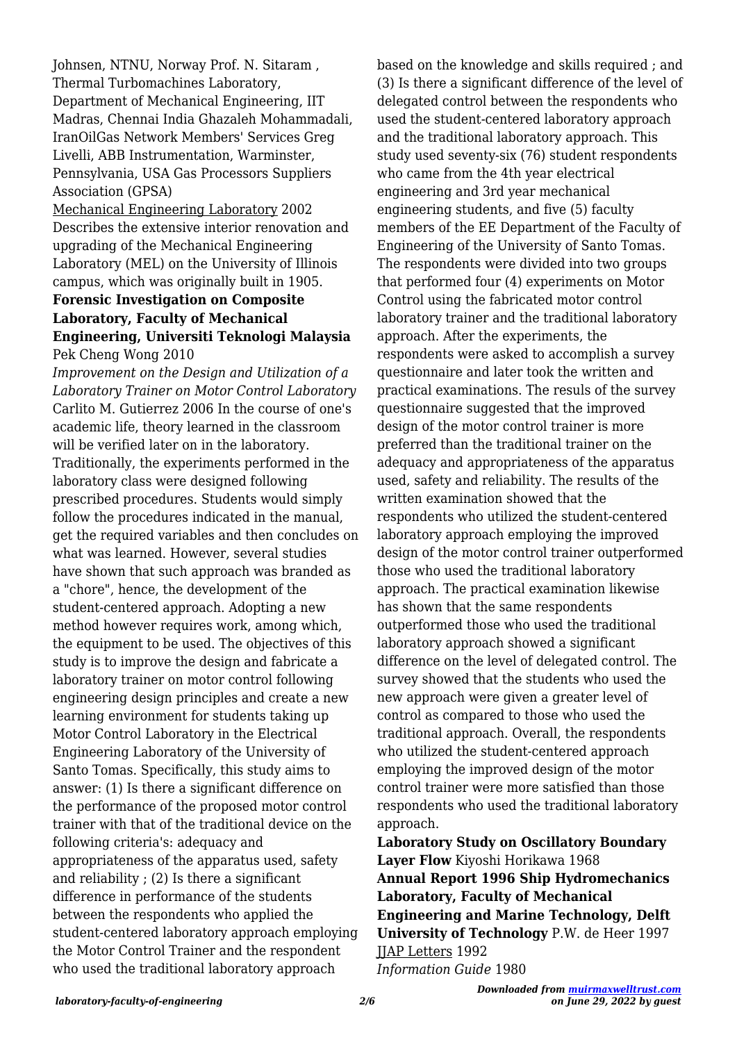Johnsen, NTNU, Norway Prof. N. Sitaram , Thermal Turbomachines Laboratory, Department of Mechanical Engineering, IIT Madras, Chennai India Ghazaleh Mohammadali, IranOilGas Network Members' Services Greg Livelli, ABB Instrumentation, Warminster, Pennsylvania, USA Gas Processors Suppliers Association (GPSA)

Mechanical Engineering Laboratory 2002 Describes the extensive interior renovation and upgrading of the Mechanical Engineering Laboratory (MEL) on the University of Illinois campus, which was originally built in 1905.

**Forensic Investigation on Composite Laboratory, Faculty of Mechanical Engineering, Universiti Teknologi Malaysia** Pek Cheng Wong 2010

*Improvement on the Design and Utilization of a Laboratory Trainer on Motor Control Laboratory* Carlito M. Gutierrez 2006 In the course of one's academic life, theory learned in the classroom will be verified later on in the laboratory. Traditionally, the experiments performed in the laboratory class were designed following prescribed procedures. Students would simply follow the procedures indicated in the manual, get the required variables and then concludes on what was learned. However, several studies have shown that such approach was branded as a "chore", hence, the development of the student-centered approach. Adopting a new method however requires work, among which, the equipment to be used. The objectives of this study is to improve the design and fabricate a laboratory trainer on motor control following engineering design principles and create a new learning environment for students taking up Motor Control Laboratory in the Electrical Engineering Laboratory of the University of Santo Tomas. Specifically, this study aims to answer: (1) Is there a significant difference on the performance of the proposed motor control trainer with that of the traditional device on the following criteria's: adequacy and appropriateness of the apparatus used, safety and reliability ; (2) Is there a significant difference in performance of the students between the respondents who applied the student-centered laboratory approach employing the Motor Control Trainer and the respondent who used the traditional laboratory approach based on the knowledge and skills required ; and (3) Is there a significant difference of the level of delegated control between the respondents who used the student-centered laboratory approach and the traditional laboratory approach. This study used seventy-six (76) student respondents who came from the 4th year electrical engineering and 3rd year mechanical engineering students, and five (5) faculty members of the EE Department of the Faculty of Engineering of the University of Santo Tomas. The respondents were divided into two groups that performed four (4) experiments on Motor Control using the fabricated motor control laboratory trainer and the traditional laboratory approach. After the experiments, the respondents were asked to accomplish a survey questionnaire and later took the written and practical examinations. The resuls of the survey questionnaire suggested that the improved design of the motor control trainer is more preferred than the traditional trainer on the adequacy and appropriateness of the apparatus used, safety and reliability. The results of the written examination showed that the respondents who utilized the student-centered laboratory approach employing the improved design of the motor control trainer outperformed those who used the traditional laboratory approach. The practical examination likewise has shown that the same respondents outperformed those who used the traditional laboratory approach showed a significant difference on the level of delegated control. The survey showed that the students who used the new approach were given a greater level of control as compared to those who used the traditional approach. Overall, the respondents who utilized the student-centered approach employing the improved design of the motor control trainer were more satisfied than those respondents who used the traditional laboratory approach.

**Laboratory Study on Oscillatory Boundary Layer Flow** Kiyoshi Horikawa 1968

**Annual Report 1996 Ship Hydromechanics Laboratory, Faculty of Mechanical Engineering and Marine Technology, Delft University of Technology** P.W. de Heer 1997

JJAP Letters 1992

*Information Guide* 1980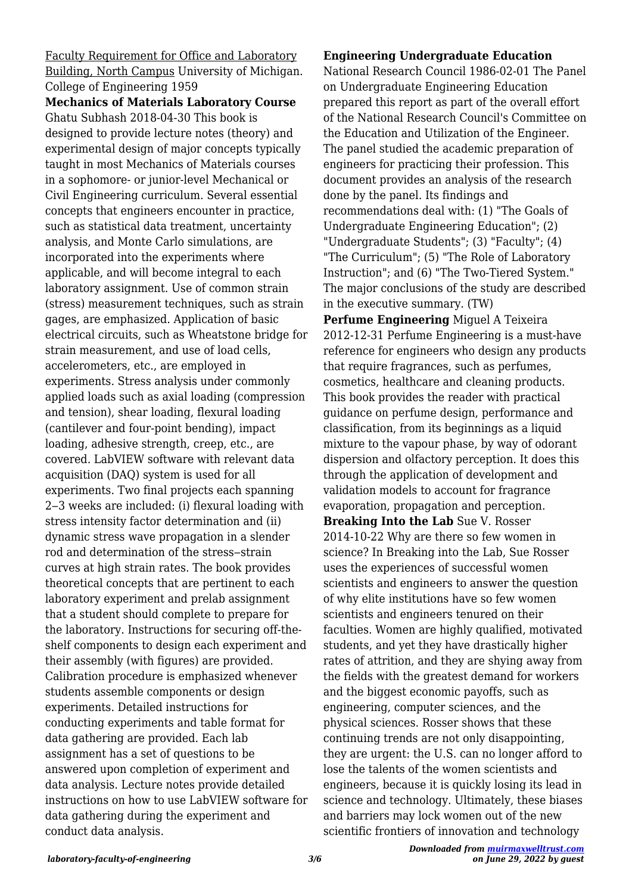Faculty Requirement for Office and Laboratory Building, North Campus University of Michigan. College of Engineering 1959

**Mechanics of Materials Laboratory Course** Ghatu Subhash 2018-04-30 This book is designed to provide lecture notes (theory) and experimental design of major concepts typically taught in most Mechanics of Materials courses in a sophomore- or junior-level Mechanical or Civil Engineering curriculum. Several essential concepts that engineers encounter in practice, such as statistical data treatment, uncertainty analysis, and Monte Carlo simulations, are incorporated into the experiments where applicable, and will become integral to each laboratory assignment. Use of common strain (stress) measurement techniques, such as strain gages, are emphasized. Application of basic electrical circuits, such as Wheatstone bridge for strain measurement, and use of load cells, accelerometers, etc., are employed in experiments. Stress analysis under commonly applied loads such as axial loading (compression and tension), shear loading, flexural loading (cantilever and four-point bending), impact loading, adhesive strength, creep, etc., are covered. LabVIEW software with relevant data acquisition (DAQ) system is used for all experiments. Two final projects each spanning 2–3 weeks are included: (i) flexural loading with stress intensity factor determination and (ii) dynamic stress wave propagation in a slender rod and determination of the stress–strain curves at high strain rates. The book provides theoretical concepts that are pertinent to each laboratory experiment and prelab assignment that a student should complete to prepare for the laboratory. Instructions for securing off-the-shelf components to design each experiment and their assembly (with figures) are provided. Calibration procedure is emphasized whenever students assemble components or design experiments. Detailed instructions for conducting experiments and table format for data gathering are provided. Each lab assignment has a set of questions to be answered upon completion of experiment and data analysis. Lecture notes provide detailed instructions on how to use LabVIEW software for data gathering during the experiment and conduct data analysis.

**Engineering Undergraduate Education** National Research Council 1986-02-01 The Panel on Undergraduate Engineering Education prepared this report as part of the overall effort of the National Research Council's Committee on the Education and Utilization of the Engineer. The panel studied the academic preparation of engineers for practicing their profession. This document provides an analysis of the research done by the panel. Its findings and recommendations deal with: (1) "The Goals of Undergraduate Engineering Education"; (2) "Undergraduate Students"; (3) "Faculty"; (4) "The Curriculum"; (5) "The Role of Laboratory Instruction"; and (6) "The Two-Tiered System." The major conclusions of the study are described in the executive summary. (TW)

**Perfume Engineering** Miguel A Teixeira 2012-12-31 Perfume Engineering is a must-have reference for engineers who design any products that require fragrances, such as perfumes, cosmetics, healthcare and cleaning products. This book provides the reader with practical guidance on perfume design, performance and classification, from its beginnings as a liquid mixture to the vapour phase, by way of odorant dispersion and olfactory perception. It does this through the application of development and validation models to account for fragrance evaporation, propagation and perception.

**Breaking Into the Lab** Sue V. Rosser 2014-10-22 Why are there so few women in science? In Breaking into the Lab, Sue Rosser uses the experiences of successful women scientists and engineers to answer the question of why elite institutions have so few women scientists and engineers tenured on their faculties. Women are highly qualified, motivated students, and yet they have drastically higher rates of attrition, and they are shying away from the fields with the greatest demand for workers and the biggest economic payoffs, such as engineering, computer sciences, and the physical sciences. Rosser shows that these continuing trends are not only disappointing, they are urgent: the U.S. can no longer afford to lose the talents of the women scientists and engineers, because it is quickly losing its lead in science and technology. Ultimately, these biases and barriers may lock women out of the new scientific frontiers of innovation and technology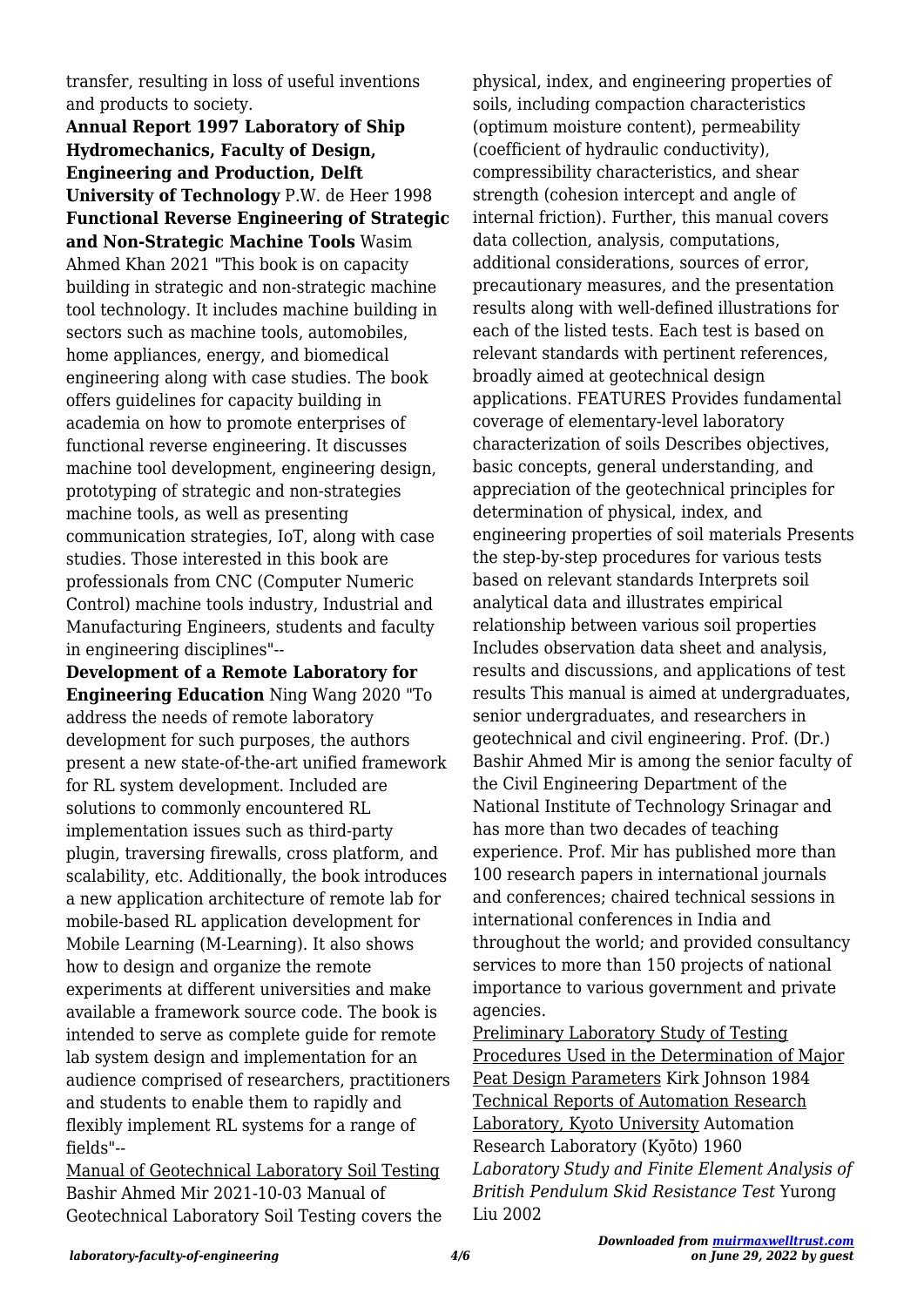transfer, resulting in loss of useful inventions and products to society.

**Annual Report 1997 Laboratory of Ship Hydromechanics, Faculty of Design, Engineering and Production, Delft University of Technology** P.W. de Heer 1998

**Functional Reverse Engineering of Strategic and Non-Strategic Machine Tools** Wasim Ahmed Khan 2021 "This book is on capacity building in strategic and non-strategic machine tool technology. It includes machine building in sectors such as machine tools, automobiles, home appliances, energy, and biomedical engineering along with case studies. The book offers guidelines for capacity building in academia on how to promote enterprises of functional reverse engineering. It discusses machine tool development, engineering design, prototyping of strategic and non-strategies machine tools, as well as presenting communication strategies, IoT, along with case studies. Those interested in this book are professionals from CNC (Computer Numeric Control) machine tools industry, Industrial and Manufacturing Engineers, students and faculty in engineering disciplines"--

**Development of a Remote Laboratory for Engineering Education** Ning Wang 2020 "To address the needs of remote laboratory development for such purposes, the authors present a new state-of-the-art unified framework for RL system development. Included are solutions to commonly encountered RL implementation issues such as third-party plugin, traversing firewalls, cross platform, and scalability, etc. Additionally, the book introduces a new application architecture of remote lab for mobile-based RL application development for Mobile Learning (M-Learning). It also shows how to design and organize the remote experiments at different universities and make available a framework source code. The book is intended to serve as complete guide for remote lab system design and implementation for an audience comprised of researchers, practitioners and students to enable them to rapidly and flexibly implement RL systems for a range of fields"--

Manual of Geotechnical Laboratory Soil Testing Bashir Ahmed Mir 2021-10-03 Manual of Geotechnical Laboratory Soil Testing covers the physical, index, and engineering properties of soils, including compaction characteristics (optimum moisture content), permeability (coefficient of hydraulic conductivity), compressibility characteristics, and shear strength (cohesion intercept and angle of internal friction). Further, this manual covers data collection, analysis, computations, additional considerations, sources of error, precautionary measures, and the presentation results along with well-defined illustrations for each of the listed tests. Each test is based on relevant standards with pertinent references, broadly aimed at geotechnical design applications. FEATURES Provides fundamental coverage of elementary-level laboratory characterization of soils Describes objectives, basic concepts, general understanding, and appreciation of the geotechnical principles for determination of physical, index, and engineering properties of soil materials Presents the step-by-step procedures for various tests based on relevant standards Interprets soil analytical data and illustrates empirical relationship between various soil properties Includes observation data sheet and analysis, results and discussions, and applications of test results This manual is aimed at undergraduates, senior undergraduates, and researchers in geotechnical and civil engineering. Prof. (Dr.) Bashir Ahmed Mir is among the senior faculty of the Civil Engineering Department of the National Institute of Technology Srinagar and has more than two decades of teaching experience. Prof. Mir has published more than 100 research papers in international journals and conferences; chaired technical sessions in international conferences in India and throughout the world; and provided consultancy services to more than 150 projects of national importance to various government and private agencies.

Preliminary Laboratory Study of Testing Procedures Used in the Determination of Major Peat Design Parameters Kirk Johnson 1984

Technical Reports of Automation Research Laboratory, Kyoto University Automation Research Laboratory (Kyōto) 1960

*Laboratory Study and Finite Element Analysis of British Pendulum Skid Resistance Test* Yurong Liu 2002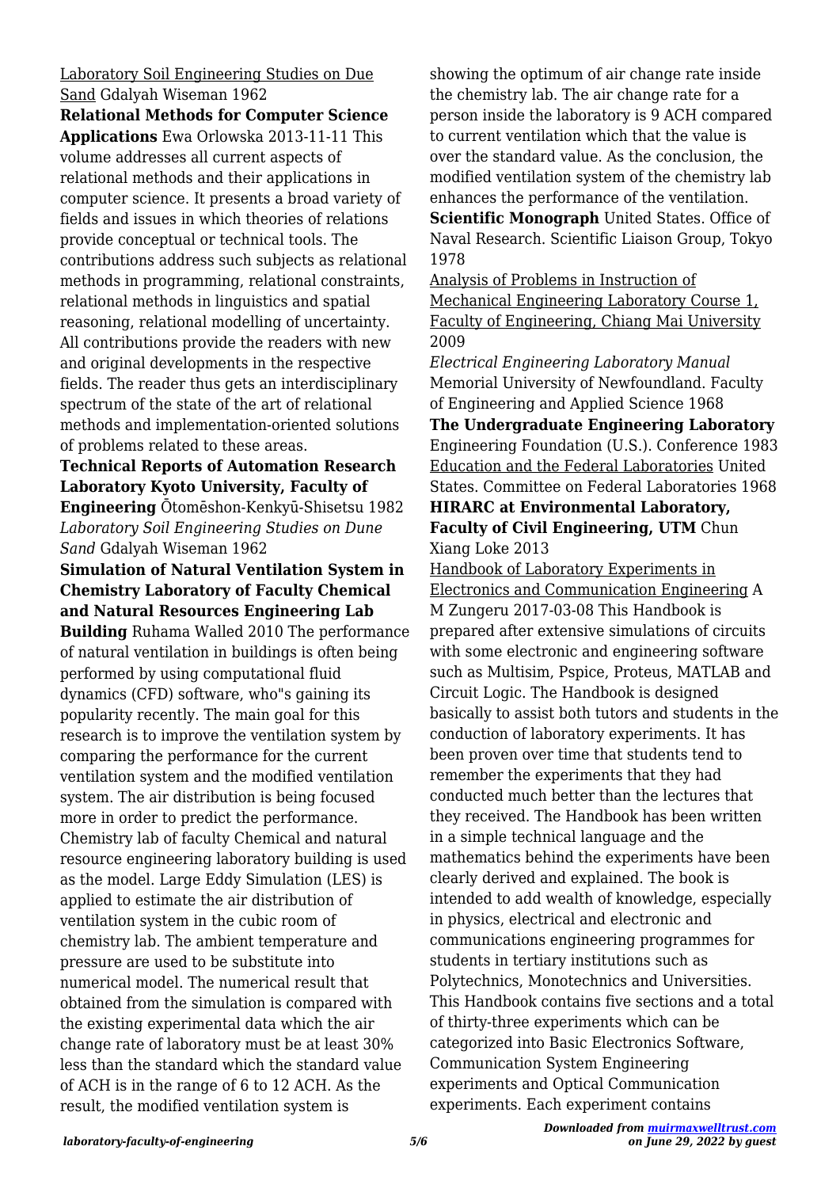Laboratory Soil Engineering Studies on Due Sand Gdalyah Wiseman 1962

**Relational Methods for Computer Science Applications** Ewa Orlowska 2013-11-11 This volume addresses all current aspects of relational methods and their applications in computer science. It presents a broad variety of fields and issues in which theories of relations provide conceptual or technical tools. The contributions address such subjects as relational methods in programming, relational constraints, relational methods in linguistics and spatial reasoning, relational modelling of uncertainty. All contributions provide the readers with new and original developments in the respective fields. The reader thus gets an interdisciplinary spectrum of the state of the art of relational methods and implementation-oriented solutions of problems related to these areas.

**Technical Reports of Automation Research Laboratory Kyoto University, Faculty of Engineering** Ōtomēshon-Kenkyū-Shisetsu 1982

*Laboratory Soil Engineering Studies on Dune Sand* Gdalyah Wiseman 1962

**Simulation of Natural Ventilation System in Chemistry Laboratory of Faculty Chemical and Natural Resources Engineering Lab Building** Ruhama Walled 2010 The performance of natural ventilation in buildings is often being performed by using computational fluid dynamics (CFD) software, who"s gaining its popularity recently. The main goal for this research is to improve the ventilation system by comparing the performance for the current ventilation system and the modified ventilation system. The air distribution is being focused more in order to predict the performance. Chemistry lab of faculty Chemical and natural resource engineering laboratory building is used as the model. Large Eddy Simulation (LES) is applied to estimate the air distribution of ventilation system in the cubic room of chemistry lab. The ambient temperature and pressure are used to be substitute into numerical model. The numerical result that obtained from the simulation is compared with the existing experimental data which the air change rate of laboratory must be at least 30% less than the standard which the standard value of ACH is in the range of 6 to 12 ACH. As the result, the modified ventilation system is showing the optimum of air change rate inside the chemistry lab. The air change rate for a person inside the laboratory is 9 ACH compared to current ventilation which that the value is over the standard value. As the conclusion, the modified ventilation system of the chemistry lab enhances the performance of the ventilation.

**Scientific Monograph** United States. Office of Naval Research. Scientific Liaison Group, Tokyo 1978

Analysis of Problems in Instruction of Mechanical Engineering Laboratory Course 1, Faculty of Engineering, Chiang Mai University 2009

*Electrical Engineering Laboratory Manual* Memorial University of Newfoundland. Faculty of Engineering and Applied Science 1968

**The Undergraduate Engineering Laboratory** Engineering Foundation (U.S.). Conference 1983

Education and the Federal Laboratories United States. Committee on Federal Laboratories 1968

**HIRARC at Environmental Laboratory, Faculty of Civil Engineering, UTM** Chun Xiang Loke 2013

Handbook of Laboratory Experiments in Electronics and Communication Engineering A M Zungeru 2017-03-08 This Handbook is prepared after extensive simulations of circuits with some electronic and engineering software such as Multisim, Pspice, Proteus, MATLAB and Circuit Logic. The Handbook is designed basically to assist both tutors and students in the conduction of laboratory experiments. It has been proven over time that students tend to remember the experiments that they had conducted much better than the lectures that they received. The Handbook has been written in a simple technical language and the mathematics behind the experiments have been clearly derived and explained. The book is intended to add wealth of knowledge, especially in physics, electrical and electronic and communications engineering programmes for students in tertiary institutions such as Polytechnics, Monotechnics and Universities. This Handbook contains five sections and a total of thirty-three experiments which can be categorized into Basic Electronics Software, Communication System Engineering experiments and Optical Communication experiments. Each experiment contains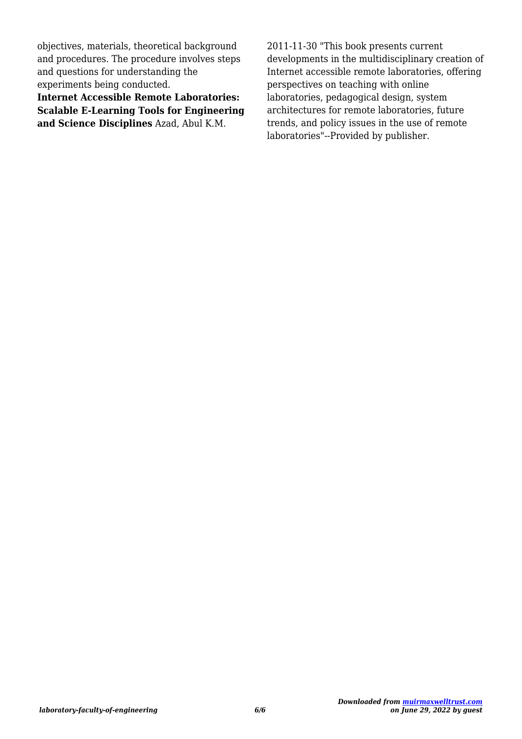objectives, materials, theoretical background and procedures. The procedure involves steps and questions for understanding the experiments being conducted.

**Internet Accessible Remote Laboratories: Scalable E-Learning Tools for Engineering and Science Disciplines** Azad, Abul K.M. 2011-11-30 "This book presents current developments in the multidisciplinary creation of Internet accessible remote laboratories, offering perspectives on teaching with online laboratories, pedagogical design, system architectures for remote laboratories, future trends, and policy issues in the use of remote laboratories"--Provided by publisher.